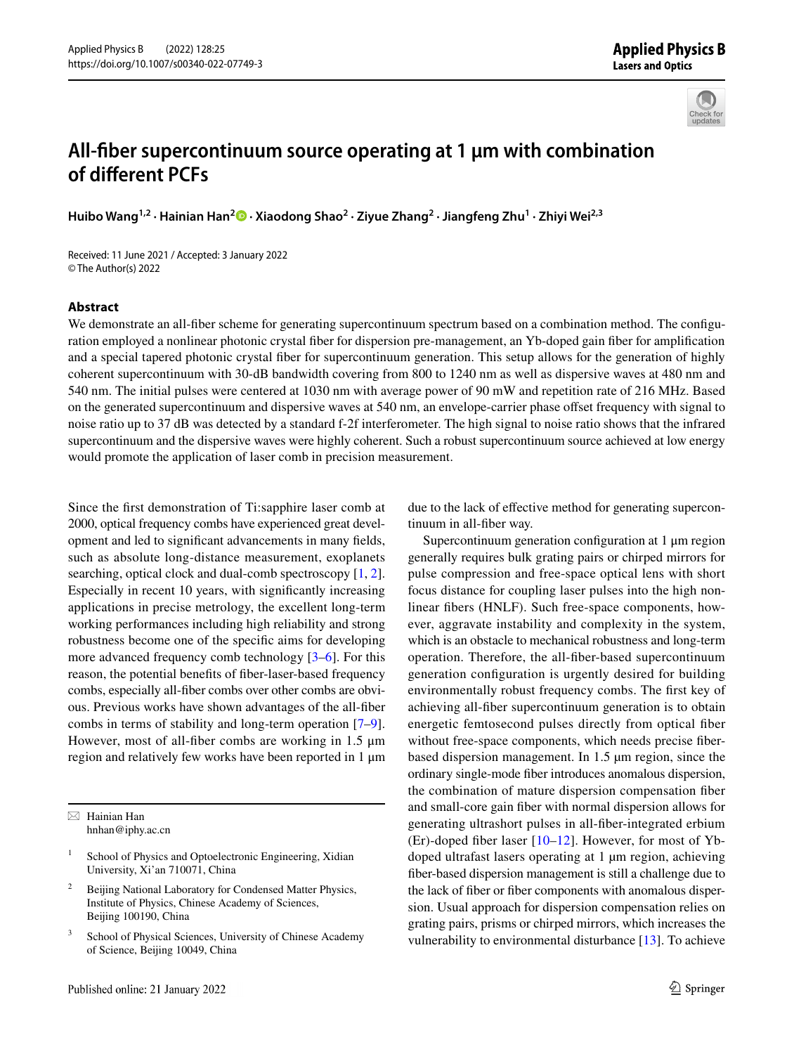# All-fiber supercontinuum source operating at 1 µm with combination of different PCFs

**Huibo Wang[1,2] · Hainian Han[2] · Xiaodong Shao[2] · Ziyue Zhang[2] · Jiangfeng Zhu[1] · Zhiyi Wei[2,3]**

Received: 11 June 2021 / Accepted: 3 January 2022
© The Author(s) 2022

## Abstract

We demonstrate an all-fiber scheme for generating supercontinuum spectrum based on a combination method. The configuration employed a nonlinear photonic crystal fiber for dispersion pre-management, an Yb-doped gain fiber for amplification and a special tapered photonic crystal fiber for supercontinuum generation. This setup allows for the generation of highly coherent supercontinuum with 30-dB bandwidth covering from 800 to 1240 nm as well as dispersive waves at 480 nm and 540 nm. The initial pulses were centered at 1030 nm with average power of 90 mW and repetition rate of 216 MHz. Based on the generated supercontinuum and dispersive waves at 540 nm, an envelope-carrier phase offset frequency with signal to noise ratio up to 37 dB was detected by a standard f-2f interferometer. The high signal to noise ratio shows that the infrared supercontinuum and the dispersive waves were highly coherent. Such a robust supercontinuum source achieved at low energy would promote the application of laser comb in precision measurement.

Since the first demonstration of Ti:sapphire laser comb at 2000, optical frequency combs have experienced great development and led to significant advancements in many fields, such as absolute long-distance measurement, exoplanets searching, optical clock and dual-comb spectroscopy [1, 2]. Especially in recent 10 years, with significantly increasing applications in precise metrology, the excellent long-term working performances including high reliability and strong robustness become one of the specific aims for developing more advanced frequency comb technology [3–6]. For this reason, the potential benefits of fiber-laser-based frequency combs, especially all-fiber combs over other combs are obvious. Previous works have shown advantages of the all-fiber combs in terms of stability and long-term operation [7–9]. However, most of all-fiber combs are working in 1.5 µm region and relatively few works have been reported in 1 µm due to the lack of effective method for generating supercontinuum in all-fiber way.

Supercontinuum generation configuration at 1 µm region generally requires bulk grating pairs or chirped mirrors for pulse compression and free-space optical lens with short focus distance for coupling laser pulses into the high nonlinear fibers (HNLF). Such free-space components, however, aggravate instability and complexity in the system, which is an obstacle to mechanical robustness and long-term operation. Therefore, the all-fiber-based supercontinuum generation configuration is urgently desired for building environmentally robust frequency combs. The first key of achieving all-fiber supercontinuum generation is to obtain energetic femtosecond pulses directly from optical fiber without free-space components, which needs precise fiber-based dispersion management. In 1.5 µm region, since the ordinary single-mode fiber introduces anomalous dispersion, the combination of mature dispersion compensation fiber and small-core gain fiber with normal dispersion allows for generating ultrashort pulses in all-fiber-integrated erbium (Er)-doped fiber laser [10–12]. However, for most of Yb-doped ultrafast lasers operating at 1 µm region, achieving fiber-based dispersion management is still a challenge due to the lack of fiber or fiber components with anomalous dispersion. Usual approach for dispersion compensation relies on grating pairs, prisms or chirped mirrors, which increases the vulnerability to environmental disturbance [13]. To achieve

---

✉ Hainian Han
hnhan@iphy.ac.cn

1 School of Physics and Optoelectronic Engineering, Xidian University, Xi'an 710071, China

2 Beijing National Laboratory for Condensed Matter Physics, Institute of Physics, Chinese Academy of Sciences, Beijing 100190, China

3 School of Physical Sciences, University of Chinese Academy of Science, Beijing 10049, China

Published online: 21 January 2022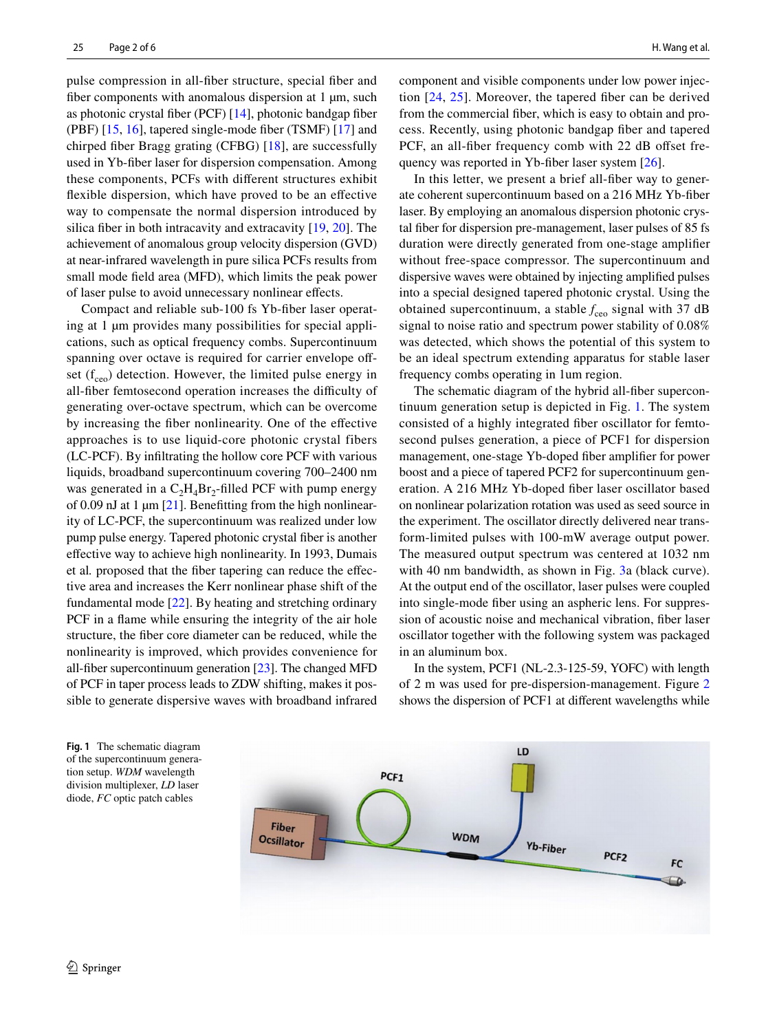pulse compression in all-fiber structure, special fiber and fiber components with anomalous dispersion at 1 μm, such as photonic crystal fiber (PCF) [14], photonic bandgap fiber (PBF) [15, 16], tapered single-mode fiber (TSMF) [17] and chirped fiber Bragg grating (CFBG) [18], are successfully used in Yb-fiber laser for dispersion compensation. Among these components, PCFs with different structures exhibit flexible dispersion, which have proved to be an effective way to compensate the normal dispersion introduced by silica fiber in both intracavity and extracavity [19, 20]. The achievement of anomalous group velocity dispersion (GVD) at near-infrared wavelength in pure silica PCFs results from small mode field area (MFD), which limits the peak power of laser pulse to avoid unnecessary nonlinear effects.

Compact and reliable sub-100 fs Yb-fiber laser operating at 1 μm provides many possibilities for special applications, such as optical frequency combs. Supercontinuum spanning over octave is required for carrier envelope offset ($f_{ceo}$) detection. However, the limited pulse energy in all-fiber femtosecond operation increases the difficulty of generating over-octave spectrum, which can be overcome by increasing the fiber nonlinearity. One of the effective approaches is to use liquid-core photonic crystal fibers (LC-PCF). By infiltrating the hollow core PCF with various liquids, broadband supercontinuum covering 700–2400 nm was generated in a $C_2H_4Br_2$-filled PCF with pump energy of 0.09 nJ at 1 μm [21]. Benefitting from the high nonlinearity of LC-PCF, the supercontinuum was realized under low pump pulse energy. Tapered photonic crystal fiber is another effective way to achieve high nonlinearity. In 1993, Dumais et al. proposed that the fiber tapering can reduce the effective area and increases the Kerr nonlinear phase shift of the fundamental mode [22]. By heating and stretching ordinary PCF in a flame while ensuring the integrity of the air hole structure, the fiber core diameter can be reduced, while the nonlinearity is improved, which provides convenience for all-fiber supercontinuum generation [23]. The changed MFD of PCF in taper process leads to ZDW shifting, makes it possible to generate dispersive waves with broadband infrared component and visible components under low power injection [24, 25]. Moreover, the tapered fiber can be derived from the commercial fiber, which is easy to obtain and process. Recently, using photonic bandgap fiber and tapered PCF, an all-fiber frequency comb with 22 dB offset frequency was reported in Yb-fiber laser system [26].

In this letter, we present a brief all-fiber way to generate coherent supercontinuum based on a 216 MHz Yb-fiber laser. By employing an anomalous dispersion photonic crystal fiber for dispersion pre-management, laser pulses of 85 fs duration were directly generated from one-stage amplifier without free-space compressor. The supercontinuum and dispersive waves were obtained by injecting amplified pulses into a special designed tapered photonic crystal. Using the obtained supercontinuum, a stable $f_{ceo}$ signal with 37 dB signal to noise ratio and spectrum power stability of 0.08% was detected, which shows the potential of this system to be an ideal spectrum extending apparatus for stable laser frequency combs operating in 1um region.

The schematic diagram of the hybrid all-fiber supercontinuum generation setup is depicted in Fig. 1. The system consisted of a highly integrated fiber oscillator for femtosecond pulses generation, a piece of PCF1 for dispersion management, one-stage Yb-doped fiber amplifier for power boost and a piece of tapered PCF2 for supercontinuum generation. A 216 MHz Yb-doped fiber laser oscillator based on nonlinear polarization rotation was used as seed source in the experiment. The oscillator directly delivered near transform-limited pulses with 100-mW average output power. The measured output spectrum was centered at 1032 nm with 40 nm bandwidth, as shown in Fig. 3a (black curve). At the output end of the oscillator, laser pulses were coupled into single-mode fiber using an aspheric lens. For suppression of acoustic noise and mechanical vibration, fiber laser oscillator together with the following system was packaged in an aluminum box.

In the system, PCF1 (NL-2.3-125-59, YOFC) with length of 2 m was used for pre-dispersion-management. Figure 2 shows the dispersion of PCF1 at different wavelengths while

**Fig. 1** The schematic diagram of the supercontinuum generation setup. *WDM* wavelength division multiplexer, *LD* laser diode, *FC* optic patch cables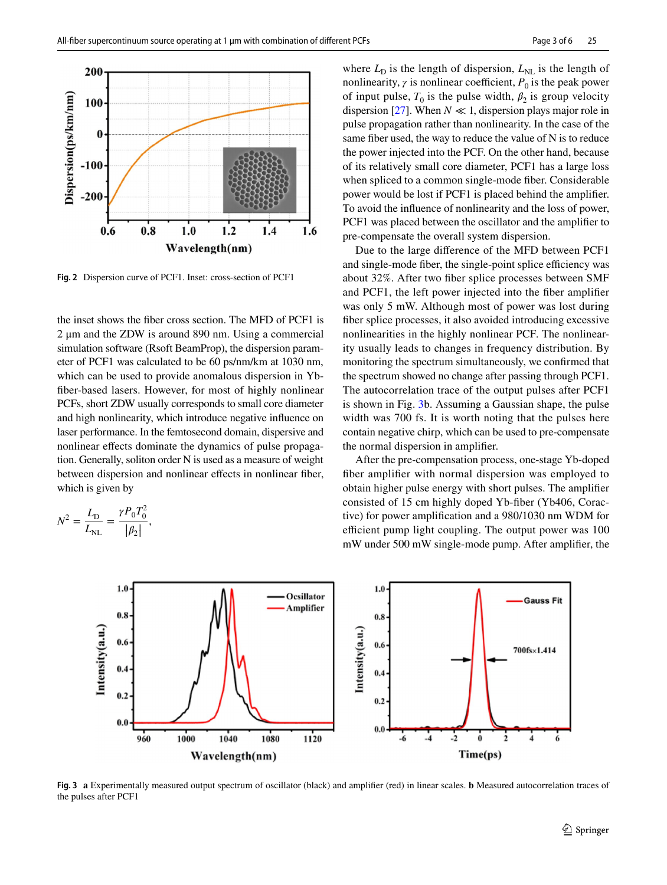Fig. 2 Dispersion curve of PCF1. Inset: cross-section of PCF1

the inset shows the fiber cross section. The MFD of PCF1 is 2 μm and the ZDW is around 890 nm. Using a commercial simulation software (Rsoft BeamProp), the dispersion parameter of PCF1 was calculated to be 60 ps/nm/km at 1030 nm, which can be used to provide anomalous dispersion in Yb-fiber-based lasers. However, for most of highly nonlinear PCFs, short ZDW usually corresponds to small core diameter and high nonlinearity, which introduce negative influence on laser performance. In the femtosecond domain, dispersive and nonlinear effects dominate the dynamics of pulse propagation. Generally, soliton order N is used as a measure of weight between dispersion and nonlinear effects in nonlinear fiber, which is given by

$$N^2 = \frac{L_D}{L_{NL}} = \frac{\gamma P_0 T_0^2}{|\beta_2|},$$

where $L_D$ is the length of dispersion, $L_{NL}$ is the length of nonlinearity, $\gamma$ is nonlinear coefficient, $P_0$ is the peak power of input pulse, $T_0$ is the pulse width, $\beta_2$ is group velocity dispersion [27]. When $N \ll 1$, dispersion plays major role in pulse propagation rather than nonlinearity. In the case of the same fiber used, the way to reduce the value of N is to reduce the power injected into the PCF. On the other hand, because of its relatively small core diameter, PCF1 has a large loss when spliced to a common single-mode fiber. Considerable power would be lost if PCF1 is placed behind the amplifier. To avoid the influence of nonlinearity and the loss of power, PCF1 was placed between the oscillator and the amplifier to pre-compensate the overall system dispersion.

Due to the large difference of the MFD between PCF1 and single-mode fiber, the single-point splice efficiency was about 32%. After two fiber splice processes between SMF and PCF1, the left power injected into the fiber amplifier was only 5 mW. Although most of power was lost during fiber splice processes, it also avoided introducing excessive nonlinearities in the highly nonlinear PCF. The nonlinearity usually leads to changes in frequency distribution. By monitoring the spectrum simultaneously, we confirmed that the spectrum showed no change after passing through PCF1. The autocorrelation trace of the output pulses after PCF1 is shown in Fig. 3b. Assuming a Gaussian shape, the pulse width was 700 fs. It is worth noting that the pulses here contain negative chirp, which can be used to pre-compensate the normal dispersion in amplifier.

After the pre-compensation process, one-stage Yb-doped fiber amplifier with normal dispersion was employed to obtain higher pulse energy with short pulses. The amplifier consisted of 15 cm highly doped Yb-fiber (Yb406, Coractive) for power amplification and a 980/1030 nm WDM for efficient pump light coupling. The output power was 100 mW under 500 mW single-mode pump. After amplifier, the

Fig. 3 **a** Experimentally measured output spectrum of oscillator (black) and amplifier (red) in linear scales. **b** Measured autocorrelation traces of the pulses after PCF1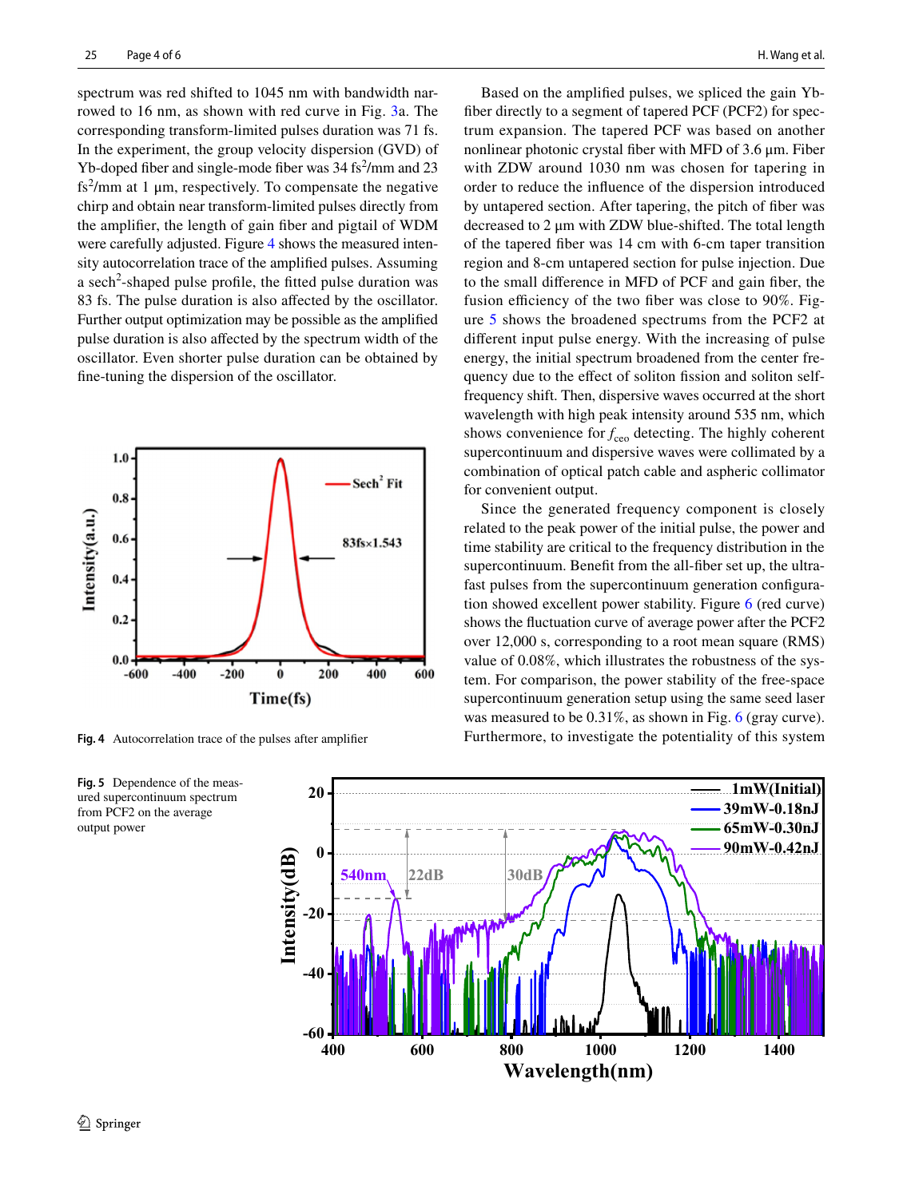spectrum was red shifted to 1045 nm with bandwidth narrowed to 16 nm, as shown with red curve in Fig. 3a. The corresponding transform-limited pulses duration was 71 fs. In the experiment, the group velocity dispersion (GVD) of Yb-doped fiber and single-mode fiber was 34 $fs^2$/mm and 23 $fs^2$/mm at 1 μm, respectively. To compensate the negative chirp and obtain near transform-limited pulses directly from the amplifier, the length of gain fiber and pigtail of WDM were carefully adjusted. Figure 4 shows the measured intensity autocorrelation trace of the amplified pulses. Assuming a $sech^2$-shaped pulse profile, the fitted pulse duration was 83 fs. The pulse duration is also affected by the oscillator. Further output optimization may be possible as the amplified pulse duration is also affected by the spectrum width of the oscillator. Even shorter pulse duration can be obtained by fine-tuning the dispersion of the oscillator.

**Fig. 4** Autocorrelation trace of the pulses after amplifier

Based on the amplified pulses, we spliced the gain Yb-fiber directly to a segment of tapered PCF (PCF2) for spectrum expansion. The tapered PCF was based on another nonlinear photonic crystal fiber with MFD of 3.6 μm. Fiber with ZDW around 1030 nm was chosen for tapering in order to reduce the influence of the dispersion introduced by untapered section. After tapering, the pitch of fiber was decreased to 2 μm with ZDW blue-shifted. The total length of the tapered fiber was 14 cm with 6-cm taper transition region and 8-cm untapered section for pulse injection. Due to the small difference in MFD of PCF and gain fiber, the fusion efficiency of the two fiber was close to 90%. Figure 5 shows the broadened spectrums from the PCF2 at different input pulse energy. With the increasing of pulse energy, the initial spectrum broadened from the center frequency due to the effect of soliton fission and soliton self-frequency shift. Then, dispersive waves occurred at the short wavelength with high peak intensity around 535 nm, which shows convenience for $f_{ceo}$ detecting. The highly coherent supercontinuum and dispersive waves were collimated by a combination of optical patch cable and aspheric collimator for convenient output.

Since the generated frequency component is closely related to the peak power of the initial pulse, the power and time stability are critical to the frequency distribution in the supercontinuum. Benefit from the all-fiber set up, the ultrafast pulses from the supercontinuum generation configuration showed excellent power stability. Figure 6 (red curve) shows the fluctuation curve of average power after the PCF2 over 12,000 s, corresponding to a root mean square (RMS) value of 0.08%, which illustrates the robustness of the system. For comparison, the power stability of the free-space supercontinuum generation setup using the same seed laser was measured to be 0.31%, as shown in Fig. 6 (gray curve). Furthermore, to investigate the potentiality of this system

**Fig. 5** Dependence of the measured supercontinuum spectrum from PCF2 on the average output power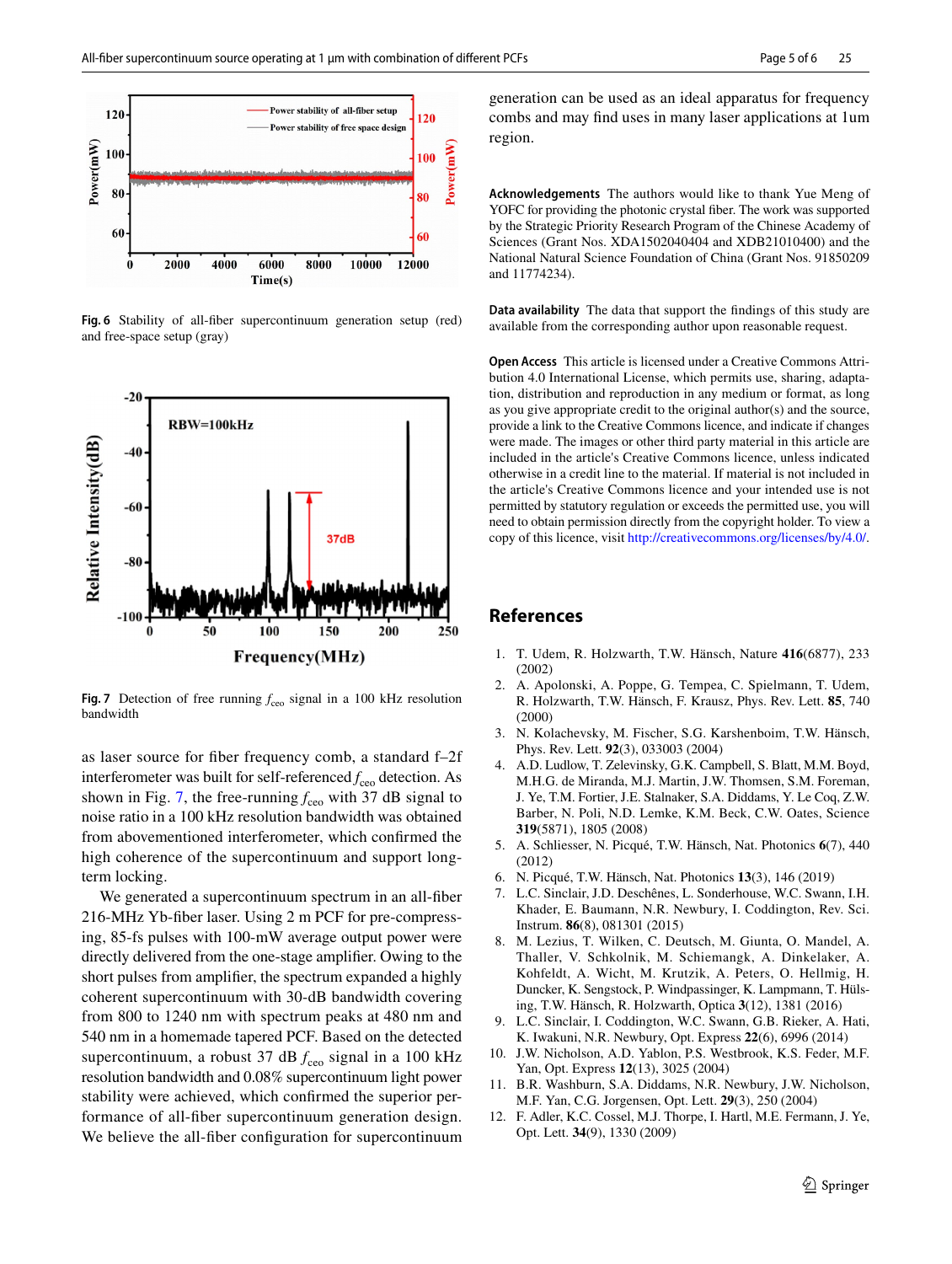Fig. 6 Stability of all-fiber supercontinuum generation setup (red) and free-space setup (gray)

Fig. 7 Detection of free running $f_{ceo}$ signal in a 100 kHz resolution bandwidth

as laser source for fiber frequency comb, a standard f–2f interferometer was built for self-referenced $f_{ceo}$ detection. As shown in Fig. 7, the free-running $f_{ceo}$ with 37 dB signal to noise ratio in a 100 kHz resolution bandwidth was obtained from abovementioned interferometer, which confirmed the high coherence of the supercontinuum and support long-term locking.

We generated a supercontinuum spectrum in an all-fiber 216-MHz Yb-fiber laser. Using 2 m PCF for pre-compressing, 85-fs pulses with 100-mW average output power were directly delivered from the one-stage amplifier. Owing to the short pulses from amplifier, the spectrum expanded a highly coherent supercontinuum with 30-dB bandwidth covering from 800 to 1240 nm with spectrum peaks at 480 nm and 540 nm in a homemade tapered PCF. Based on the detected supercontinuum, a robust 37 dB $f_{ceo}$ signal in a 100 kHz resolution bandwidth and 0.08% supercontinuum light power stability were achieved, which confirmed the superior performance of all-fiber supercontinuum generation design. We believe the all-fiber configuration for supercontinuum generation can be used as an ideal apparatus for frequency combs and may find uses in many laser applications at 1um region.

**Acknowledgements** The authors would like to thank Yue Meng of YOFC for providing the photonic crystal fiber. The work was supported by the Strategic Priority Research Program of the Chinese Academy of Sciences (Grant Nos. XDA1502040400 and XDB21010400) and the National Natural Science Foundation of China (Grant Nos. 91850209 and 11774234).

**Data availability** The data that support the findings of this study are available from the corresponding author upon reasonable request.

**Open Access** This article is licensed under a Creative Commons Attribution 4.0 International License, which permits use, sharing, adaptation, distribution and reproduction in any medium or format, as long as you give appropriate credit to the original author(s) and the source, provide a link to the Creative Commons licence, and indicate if changes were made. The images or other third party material in this article are included in the article's Creative Commons licence, unless indicated otherwise in a credit line to the material. If material is not included in the article's Creative Commons licence and your intended use is not permitted by statutory regulation or exceeds the permitted use, you will need to obtain permission directly from the copyright holder. To view a copy of this licence, visit http://creativecommons.org/licenses/by/4.0/.

## References

1. T. Udem, R. Holzwarth, T.W. Hänsch, Nature **416**(6877), 233 (2002)
2. A. Apolonski, A. Poppe, G. Tempea, C. Spielmann, T. Udem, R. Holzwarth, T.W. Hänsch, F. Krausz, Phys. Rev. Lett. **85**, 740 (2000)
3. N. Kolachevsky, M. Fischer, S.G. Karshenboim, T.W. Hänsch, Phys. Rev. Lett. **92**(3), 033003 (2004)
4. A.D. Ludlow, T. Zelevinsky, G.K. Campbell, S. Blatt, M.M. Boyd, M.H.G. de Miranda, M.J. Martin, J.W. Thomsen, S.M. Foreman, J. Ye, T.M. Fortier, J.E. Stalnaker, S.A. Diddams, Y. Le Coq, Z.W. Barber, N. Poli, N.D. Lemke, K.M. Beck, C.W. Oates, Science **319**(5871), 1805 (2008)
5. A. Schliesser, N. Picqué, T.W. Hänsch, Nat. Photonics **6**(7), 440 (2012)
6. N. Picqué, T.W. Hänsch, Nat. Photonics **13**(3), 146 (2019)
7. L.C. Sinclair, J.D. Deschênes, L. Sonderhouse, W.C. Swann, I.H. Khader, E. Baumann, N.R. Newbury, I. Coddington, Rev. Sci. Instrum. **86**(8), 081301 (2015)
8. M. Lezius, T. Wilken, C. Deutsch, M. Giunta, O. Mandel, A. Thaller, V. Schkolnik, M. Schiemangk, A. Dinkelaker, A. Kohfeldt, A. Wicht, M. Krutzik, A. Peters, O. Hellmig, H. Duncker, K. Sengstock, P. Windpassinger, K. Lampmann, T. Hülsing, T.W. Hänsch, R. Holzwarth, Optica **3**(12), 1381 (2016)
9. L.C. Sinclair, I. Coddington, W.C. Swann, G.B. Rieker, A. Hati, K. Iwakuni, N.R. Newbury, Opt. Express **22**(6), 6996 (2014)
10. J.W. Nicholson, A.D. Yablon, P.S. Westbrook, K.S. Feder, M.F. Yan, Opt. Express **12**(13), 3025 (2004)
11. B.R. Washburn, S.A. Diddams, N.R. Newbury, J.W. Nicholson, M.F. Yan, C.G. Jorgensen, Opt. Lett. **29**(3), 250 (2004)
12. F. Adler, K.C. Cossel, M.J. Thorpe, I. Hartl, M.E. Fermann, J. Ye, Opt. Lett. **34**(9), 1330 (2009)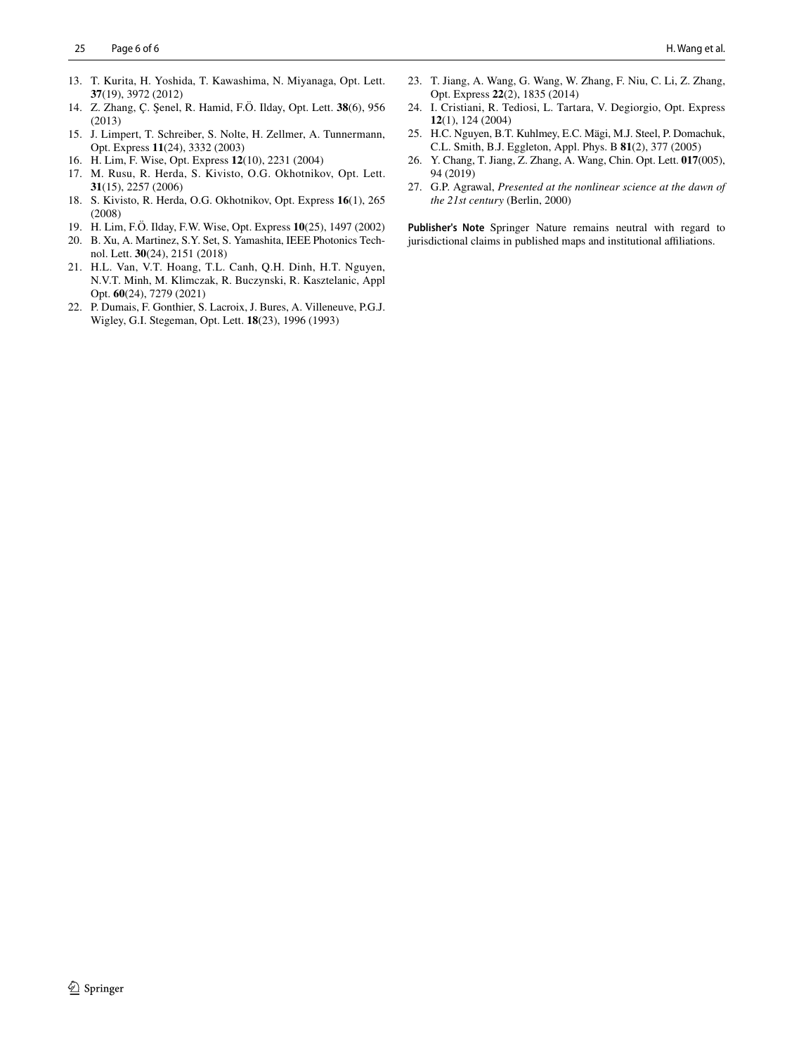13. T. Kurita, H. Yoshida, T. Kawashima, N. Miyanaga, Opt. Lett. **37**(19), 3972 (2012)
14. Z. Zhang, Ç. Şenel, R. Hamid, F.Ö. Ilday, Opt. Lett. **38**(6), 956 (2013)
15. J. Limpert, T. Schreiber, S. Nolte, H. Zellmer, A. Tunnermann, Opt. Express **11**(24), 3332 (2003)
16. H. Lim, F. Wise, Opt. Express **12**(10), 2231 (2004)
17. M. Rusu, R. Herda, S. Kivisto, O.G. Okhotnikov, Opt. Lett. **31**(15), 2257 (2006)
18. S. Kivisto, R. Herda, O.G. Okhotnikov, Opt. Express **16**(1), 265 (2008)
19. H. Lim, F.Ö. Ilday, F.W. Wise, Opt. Express **10**(25), 1497 (2002)
20. B. Xu, A. Martinez, S.Y. Set, S. Yamashita, IEEE Photonics Technol. Lett. **30**(24), 2151 (2018)
21. H.L. Van, V.T. Hoang, T.L. Canh, Q.H. Dinh, H.T. Nguyen, N.V.T. Minh, M. Klimczak, R. Buczynski, R. Kasztelanic, Appl Opt. **60**(24), 7279 (2021)
22. P. Dumais, F. Gonthier, S. Lacroix, J. Bures, A. Villeneuve, P.G.J. Wigley, G.I. Stegeman, Opt. Lett. **18**(23), 1996 (1993)
23. T. Jiang, A. Wang, G. Wang, W. Zhang, F. Niu, C. Li, Z. Zhang, Opt. Express **22**(2), 1835 (2014)
24. I. Cristiani, R. Tediosi, L. Tartara, V. Degiorgio, Opt. Express **12**(1), 124 (2004)
25. H.C. Nguyen, B.T. Kuhlmey, E.C. Mägi, M.J. Steel, P. Domachuk, C.L. Smith, B.J. Eggleton, Appl. Phys. B **81**(2), 377 (2005)
26. Y. Chang, T. Jiang, Z. Zhang, A. Wang, Chin. Opt. Lett. **017**(005), 94 (2019)
27. G.P. Agrawal, *Presented at the nonlinear science at the dawn of the 21st century* (Berlin, 2000)

**Publisher's Note** Springer Nature remains neutral with regard to jurisdictional claims in published maps and institutional affiliations.